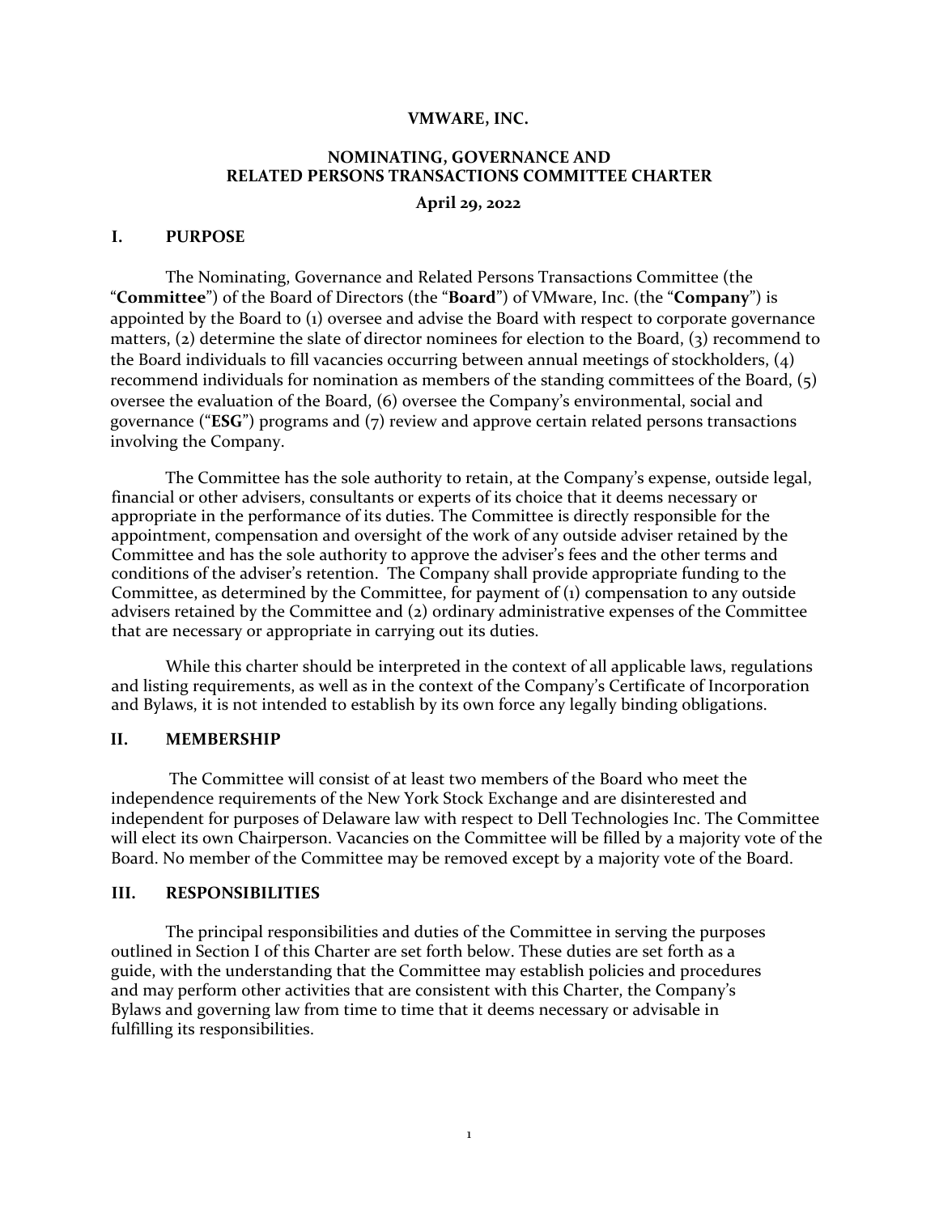**VMWARE, INC.**

**NOMINATING, GOVERNANCE AND RELATED PERSONS TRANSACTIONS COMMITTEE CHARTER**

**April 29, 2022**

## I. PURPOSE

The Nominating, Governance and Related Persons Transactions Committee (the "**Committee**") of the Board of Directors (the "**Board**") of VMware, Inc. (the "**Company**") is appointed by the Board to (1) oversee and advise the Board with respect to corporate governance matters, (2) determine the slate of director nominees for election to the Board, (3) recommend to the Board individuals to fill vacancies occurring between annual meetings of stockholders, (4) recommend individuals for nomination as members of the standing committees of the Board, (5) oversee the evaluation of the Board, (6) oversee the Company's environmental, social and governance ("**ESG**") programs and (7) review and approve certain related persons transactions involving the Company.

The Committee has the sole authority to retain, at the Company's expense, outside legal, financial or other advisers, consultants or experts of its choice that it deems necessary or appropriate in the performance of its duties. The Committee is directly responsible for the appointment, compensation and oversight of the work of any outside adviser retained by the Committee and has the sole authority to approve the adviser's fees and the other terms and conditions of the adviser's retention. The Company shall provide appropriate funding to the Committee, as determined by the Committee, for payment of (1) compensation to any outside advisers retained by the Committee and (2) ordinary administrative expenses of the Committee that are necessary or appropriate in carrying out its duties.

While this charter should be interpreted in the context of all applicable laws, regulations and listing requirements, as well as in the context of the Company's Certificate of Incorporation and Bylaws, it is not intended to establish by its own force any legally binding obligations.

## II. MEMBERSHIP

The Committee will consist of at least two members of the Board who meet the independence requirements of the New York Stock Exchange and are disinterested and independent for purposes of Delaware law with respect to Dell Technologies Inc. The Committee will elect its own Chairperson. Vacancies on the Committee will be filled by a majority vote of the Board. No member of the Committee may be removed except by a majority vote of the Board.

## III. RESPONSIBILITIES

The principal responsibilities and duties of the Committee in serving the purposes outlined in Section I of this Charter are set forth below. These duties are set forth as a guide, with the understanding that the Committee may establish policies and procedures and may perform other activities that are consistent with this Charter, the Company's Bylaws and governing law from time to time that it deems necessary or advisable in fulfilling its responsibilities.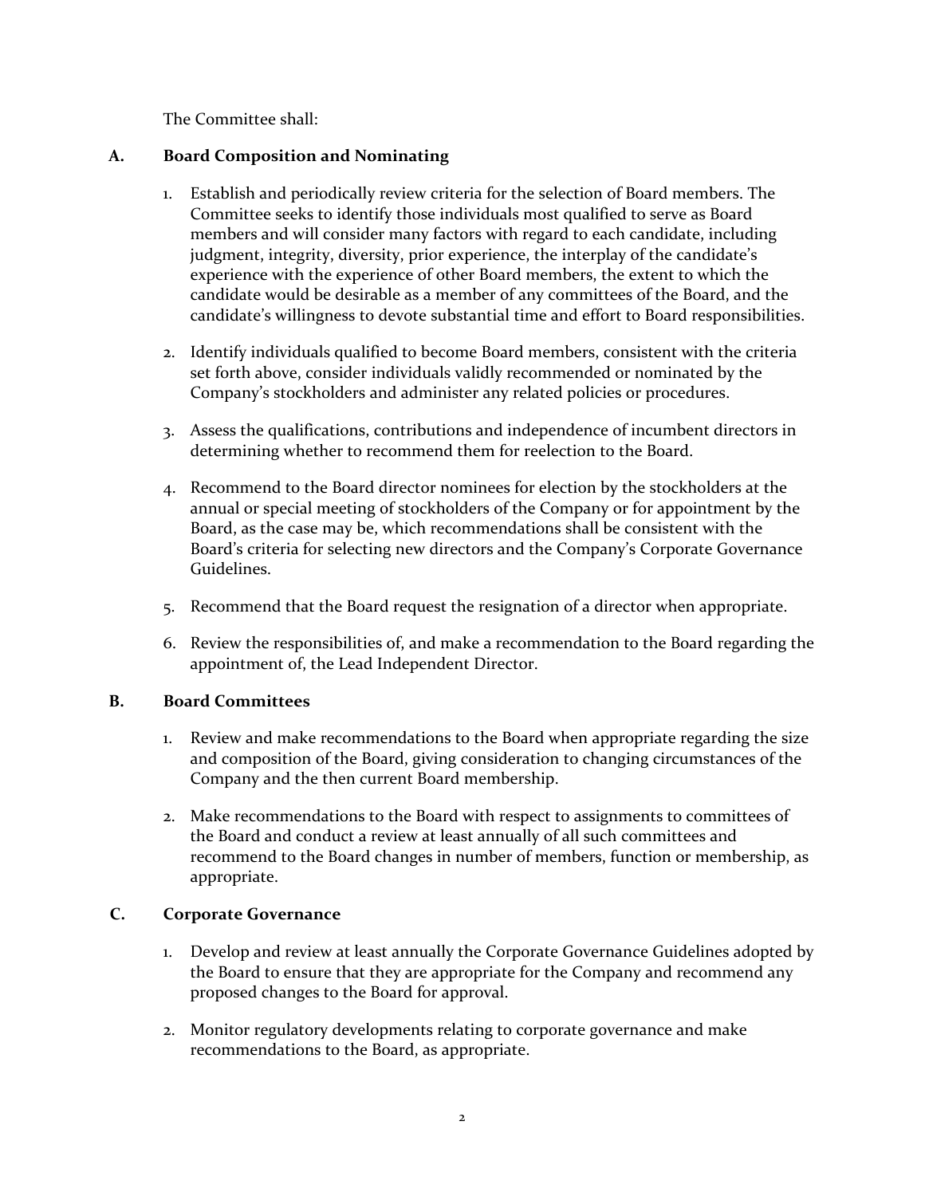The Committee shall:

### A. Board Composition and Nominating

1. Establish and periodically review criteria for the selection of Board members. The Committee seeks to identify those individuals most qualified to serve as Board members and will consider many factors with regard to each candidate, including judgment, integrity, diversity, prior experience, the interplay of the candidate's experience with the experience of other Board members, the extent to which the candidate would be desirable as a member of any committees of the Board, and the candidate's willingness to devote substantial time and effort to Board responsibilities.

2. Identify individuals qualified to become Board members, consistent with the criteria set forth above, consider individuals validly recommended or nominated by the Company's stockholders and administer any related policies or procedures.

3. Assess the qualifications, contributions and independence of incumbent directors in determining whether to recommend them for reelection to the Board.

4. Recommend to the Board director nominees for election by the stockholders at the annual or special meeting of stockholders of the Company or for appointment by the Board, as the case may be, which recommendations shall be consistent with the Board's criteria for selecting new directors and the Company's Corporate Governance Guidelines.

5. Recommend that the Board request the resignation of a director when appropriate.

6. Review the responsibilities of, and make a recommendation to the Board regarding the appointment of, the Lead Independent Director.

### B. Board Committees

1. Review and make recommendations to the Board when appropriate regarding the size and composition of the Board, giving consideration to changing circumstances of the Company and the then current Board membership.

2. Make recommendations to the Board with respect to assignments to committees of the Board and conduct a review at least annually of all such committees and recommend to the Board changes in number of members, function or membership, as appropriate.

### C. Corporate Governance

1. Develop and review at least annually the Corporate Governance Guidelines adopted by the Board to ensure that they are appropriate for the Company and recommend any proposed changes to the Board for approval.

2. Monitor regulatory developments relating to corporate governance and make recommendations to the Board, as appropriate.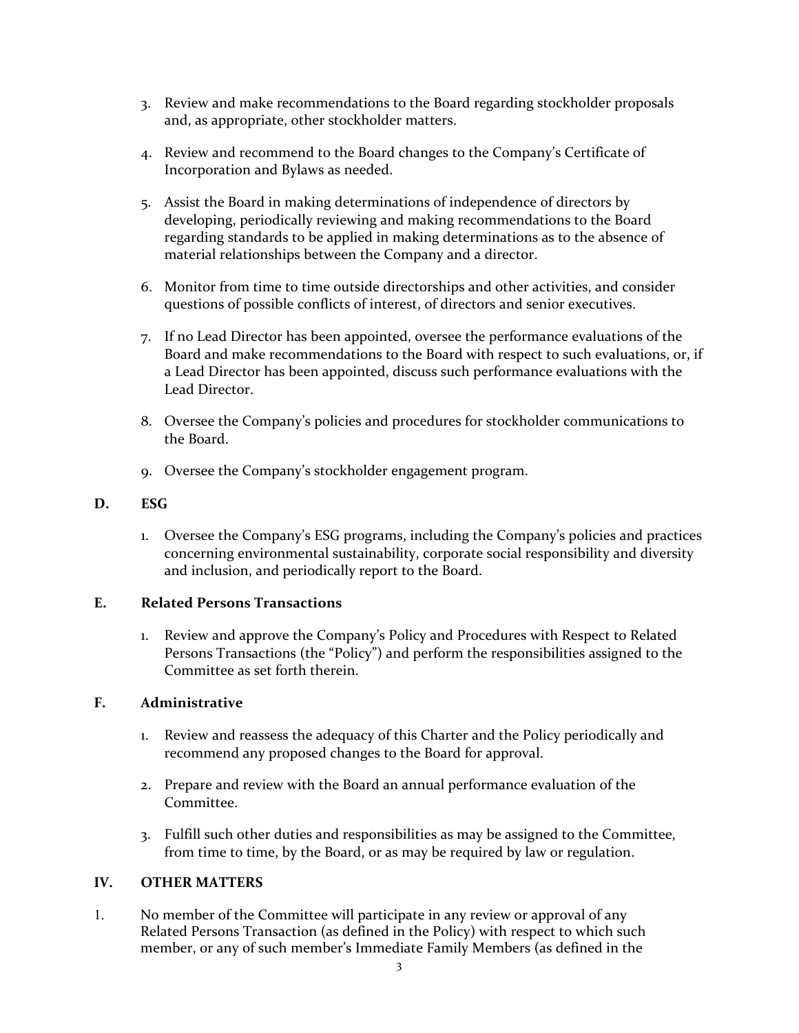3. Review and make recommendations to the Board regarding stockholder proposals and, as appropriate, other stockholder matters.

4. Review and recommend to the Board changes to the Company's Certificate of Incorporation and Bylaws as needed.

5. Assist the Board in making determinations of independence of directors by developing, periodically reviewing and making recommendations to the Board regarding standards to be applied in making determinations as to the absence of material relationships between the Company and a director.

6. Monitor from time to time outside directorships and other activities, and consider questions of possible conflicts of interest, of directors and senior executives.

7. If no Lead Director has been appointed, oversee the performance evaluations of the Board and make recommendations to the Board with respect to such evaluations, or, if a Lead Director has been appointed, discuss such performance evaluations with the Lead Director.

8. Oversee the Company's policies and procedures for stockholder communications to the Board.

9. Oversee the Company's stockholder engagement program.

**D. ESG**

1. Oversee the Company's ESG programs, including the Company's policies and practices concerning environmental sustainability, corporate social responsibility and diversity and inclusion, and periodically report to the Board.

**E. Related Persons Transactions**

1. Review and approve the Company's Policy and Procedures with Respect to Related Persons Transactions (the "Policy") and perform the responsibilities assigned to the Committee as set forth therein.

**F. Administrative**

1. Review and reassess the adequacy of this Charter and the Policy periodically and recommend any proposed changes to the Board for approval.

2. Prepare and review with the Board an annual performance evaluation of the Committee.

3. Fulfill such other duties and responsibilities as may be assigned to the Committee, from time to time, by the Board, or as may be required by law or regulation.

## IV. OTHER MATTERS

1. No member of the Committee will participate in any review or approval of any Related Persons Transaction (as defined in the Policy) with respect to which such member, or any of such member's Immediate Family Members (as defined in the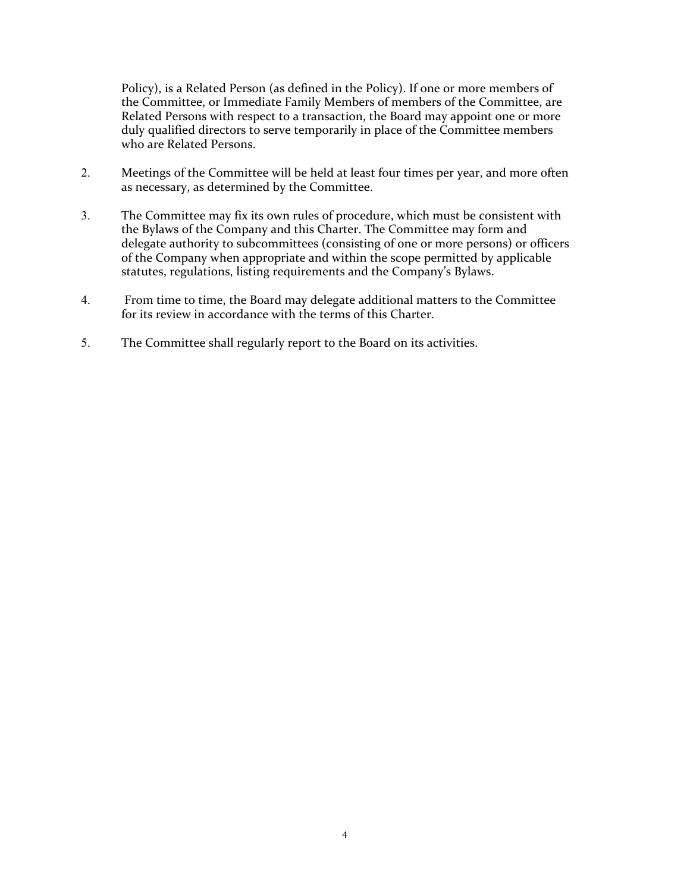Policy), is a Related Person (as defined in the Policy). If one or more members of the Committee, or Immediate Family Members of members of the Committee, are Related Persons with respect to a transaction, the Board may appoint one or more duly qualified directors to serve temporarily in place of the Committee members who are Related Persons.

2. Meetings of the Committee will be held at least four times per year, and more often as necessary, as determined by the Committee.

3. The Committee may fix its own rules of procedure, which must be consistent with the Bylaws of the Company and this Charter. The Committee may form and delegate authority to subcommittees (consisting of one or more persons) or officers of the Company when appropriate and within the scope permitted by applicable statutes, regulations, listing requirements and the Company's Bylaws.

4. From time to time, the Board may delegate additional matters to the Committee for its review in accordance with the terms of this Charter.

5. The Committee shall regularly report to the Board on its activities.